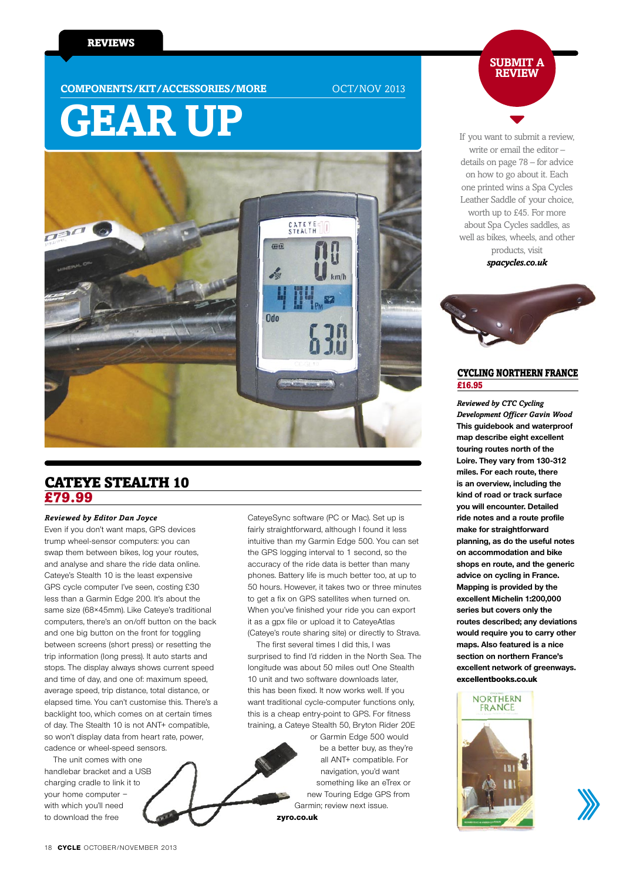REVIEWS

COMPONENTS/KIT/ACCESSORIES/MORE

OCT/NOV 2013

# GEAR UP

## CATEYE STEALTH 10

**£79.99**

***Reviewed by Editor Dan Joyce***

Even if you don't want maps, GPS devices trump wheel-sensor computers: you can swap them between bikes, log your routes, and analyse and share the ride data online. Cateye's Stealth 10 is the least expensive GPS cycle computer I've seen, costing £30 less than a Garmin Edge 200. It's about the same size (68×45mm). Like Cateye's traditional computers, there's an on/off button on the back and one big button on the front for toggling between screens (short press) or resetting the trip information (long press). It auto starts and stops. The display always shows current speed and time of day, and one of: maximum speed, average speed, trip distance, total distance, or elapsed time. You can't customise this. There's a backlight too, which comes on at certain times of day. The Stealth 10 is not ANT+ compatible, so won't display data from heart rate, power, cadence or wheel-speed sensors.

The unit comes with one handlebar bracket and a USB charging cradle to link it to your home computer – with which you'll need to download the free CateyeSync software (PC or Mac). Set up is fairly straightforward, although I found it less intuitive than my Garmin Edge 500. You can set the GPS logging interval to 1 second, so the accuracy of the ride data is better than many phones. Battery life is much better too, at up to 50 hours. However, it takes two or three minutes to get a fix on GPS satellites when turned on. When you've finished your ride you can export it as a gpx file or upload it to CateyeAtlas (Cateye's route sharing site) or directly to Strava.

The first several times I did this, I was surprised to find I'd ridden in the North Sea. The longitude was about 50 miles out! One Stealth 10 unit and two software downloads later, this has been fixed. It now works well. If you want traditional cycle-computer functions only, this is a cheap entry-point to GPS. For fitness training, a Cateye Stealth 50, Bryton Rider 20E or Garmin Edge 500 would be a better buy, as they're all ANT+ compatible. For navigation, you'd want something like an eTrex or new Touring Edge GPS from Garmin; review next issue.

**zyro.co.uk**

## SUBMIT A REVIEW

If you want to submit a review, write or email the editor – details on page 78 – for advice on how to go about it. Each one printed wins a Spa Cycles Leather Saddle of your choice, worth up to £45. For more about Spa Cycles saddles, as well as bikes, wheels, and other products, visit ***spacycles.co.uk***

## CYCLING NORTHERN FRANCE

**£16.95**

***Reviewed by CTC Cycling Development Officer Gavin Wood***

**This guidebook and waterproof map describe eight excellent touring routes north of the Loire. They vary from 130-312 miles. For each route, there is an overview, including the kind of road or track surface you will encounter. Detailed ride notes and a route profile make for straightforward planning, as do the useful notes on accommodation and bike shops en route, and the generic advice on cycling in France. Mapping is provided by the excellent Michelin 1:200,000 series but covers only the routes described; any deviations would require you to carry other maps. Also featured is a nice section on northern France's excellent network of greenways. excellentbooks.co.uk**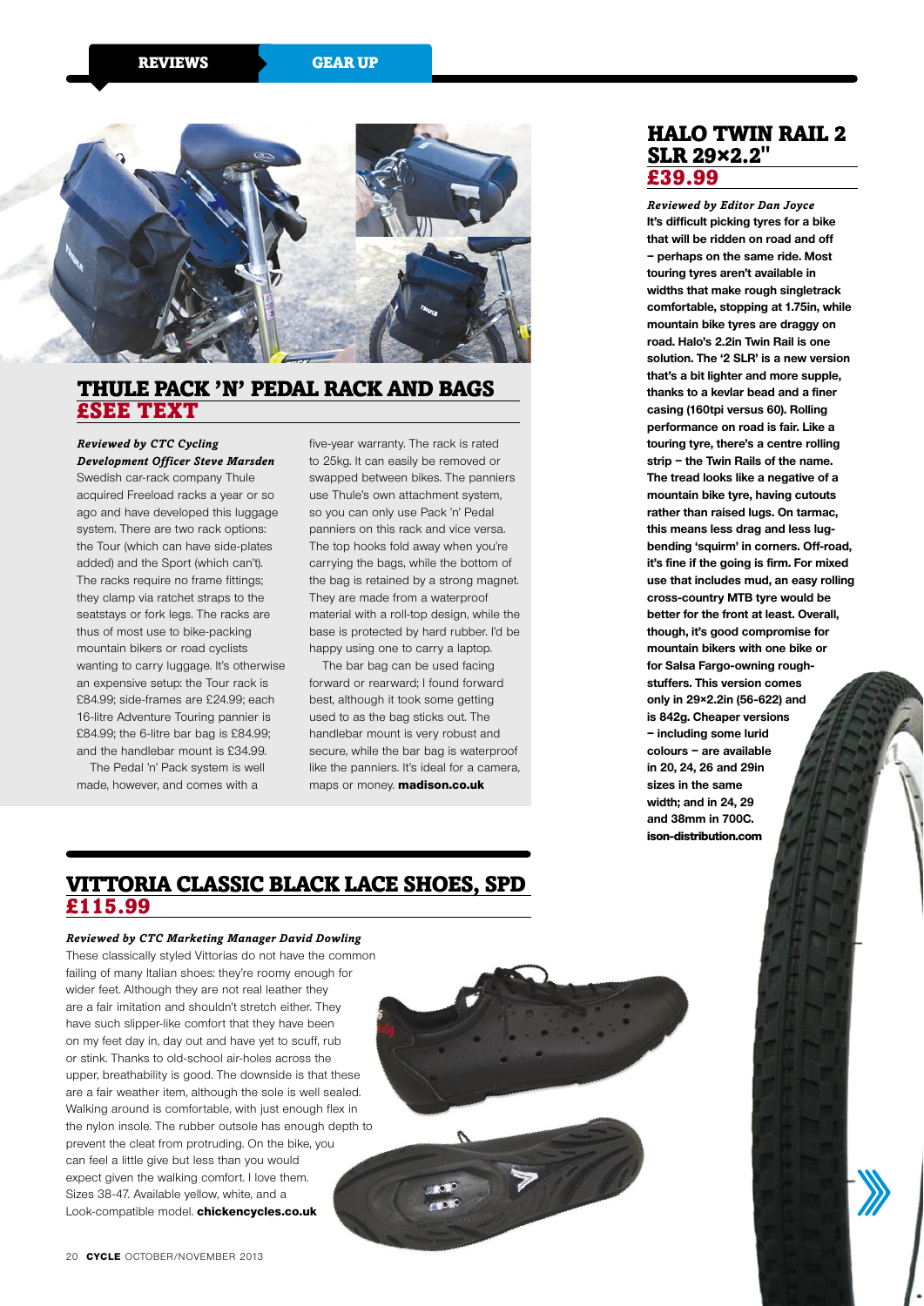## THULE PACK 'N' PEDAL RACK AND BAGS
## £SEE TEXT

***Reviewed by CTC Cycling Development Officer Steve Marsden***

Swedish car-rack company Thule acquired Freeload racks a year or so ago and have developed this luggage system. There are two rack options: the Tour (which can have side-plates added) and the Sport (which can't). The racks require no frame fittings; they clamp via ratchet straps to the seatstays or fork legs. The racks are thus of most use to bike-packing mountain bikers or road cyclists wanting to carry luggage. It's otherwise an expensive setup: the Tour rack is £84.99; side-frames are £24.99; each 16-litre Adventure Touring pannier is £84.99; the 6-litre bar bag is £84.99; and the handlebar mount is £34.99.

The Pedal 'n' Pack system is well made, however, and comes with a five-year warranty. The rack is rated to 25kg. It can easily be removed or swapped between bikes. The panniers use Thule's own attachment system, so you can only use Pack 'n' Pedal panniers on this rack and vice versa. The top hooks fold away when you're carrying the bags, while the bottom of the bag is retained by a strong magnet. They are made from a waterproof material with a roll-top design, while the base is protected by hard rubber. I'd be happy using one to carry a laptop.

The bar bag can be used facing forward or rearward; I found forward best, although it took some getting used to as the bag sticks out. The handlebar mount is very robust and secure, while the bar bag is waterproof like the panniers. It's ideal for a camera, maps or money. **madison.co.uk**

## HALO TWIN RAIL 2 SLR 29×2.2"
## £39.99

***Reviewed by Editor Dan Joyce***

**It's difficult picking tyres for a bike that will be ridden on road and off – perhaps on the same ride. Most touring tyres aren't available in widths that make rough singletrack comfortable, stopping at 1.75in, while mountain bike tyres are draggy on road. Halo's 2.2in Twin Rail is one solution. The '2 SLR' is a new version that's a bit lighter and more supple, thanks to a kevlar bead and a finer casing (160tpi versus 60). Rolling performance on road is fair. Like a touring tyre, there's a centre rolling strip – the Twin Rails of the name. The tread looks like a negative of a mountain bike tyre, having cutouts rather than raised lugs. On tarmac, this means less drag and less lug-bending 'squirm' in corners. Off-road, it's fine if the going is firm. For mixed use that includes mud, an easy rolling cross-country MTB tyre would be better for the front at least. Overall, though, it's good compromise for mountain bikers with one bike or for Salsa Fargo-owning rough-stuffers. This version comes only in 29×2.2in (56-622) and is 842g. Cheaper versions – including some lurid colours – are available in 20, 24, 26 and 29in sizes in the same width; and in 24, 29 and 38mm in 700C. ison-distribution.com**

## VITTORIA CLASSIC BLACK LACE SHOES, SPD
## £115.99

***Reviewed by CTC Marketing Manager David Dowling***

These classically styled Vittorias do not have the common failing of many Italian shoes: they're roomy enough for wider feet. Although they are not real leather they are a fair imitation and shouldn't stretch either. They have such slipper-like comfort that they have been on my feet day in, day out and have yet to scuff, rub or stink. Thanks to old-school air-holes across the upper, breathability is good. The downside is that these are a fair weather item, although the sole is well sealed. Walking around is comfortable, with just enough flex in the nylon insole. The rubber outsole has enough depth to prevent the cleat from protruding. On the bike, you can feel a little give but less than you would expect given the walking comfort. I love them. Sizes 38-47. Available yellow, white, and a Look-compatible model. **chickencycles.co.uk**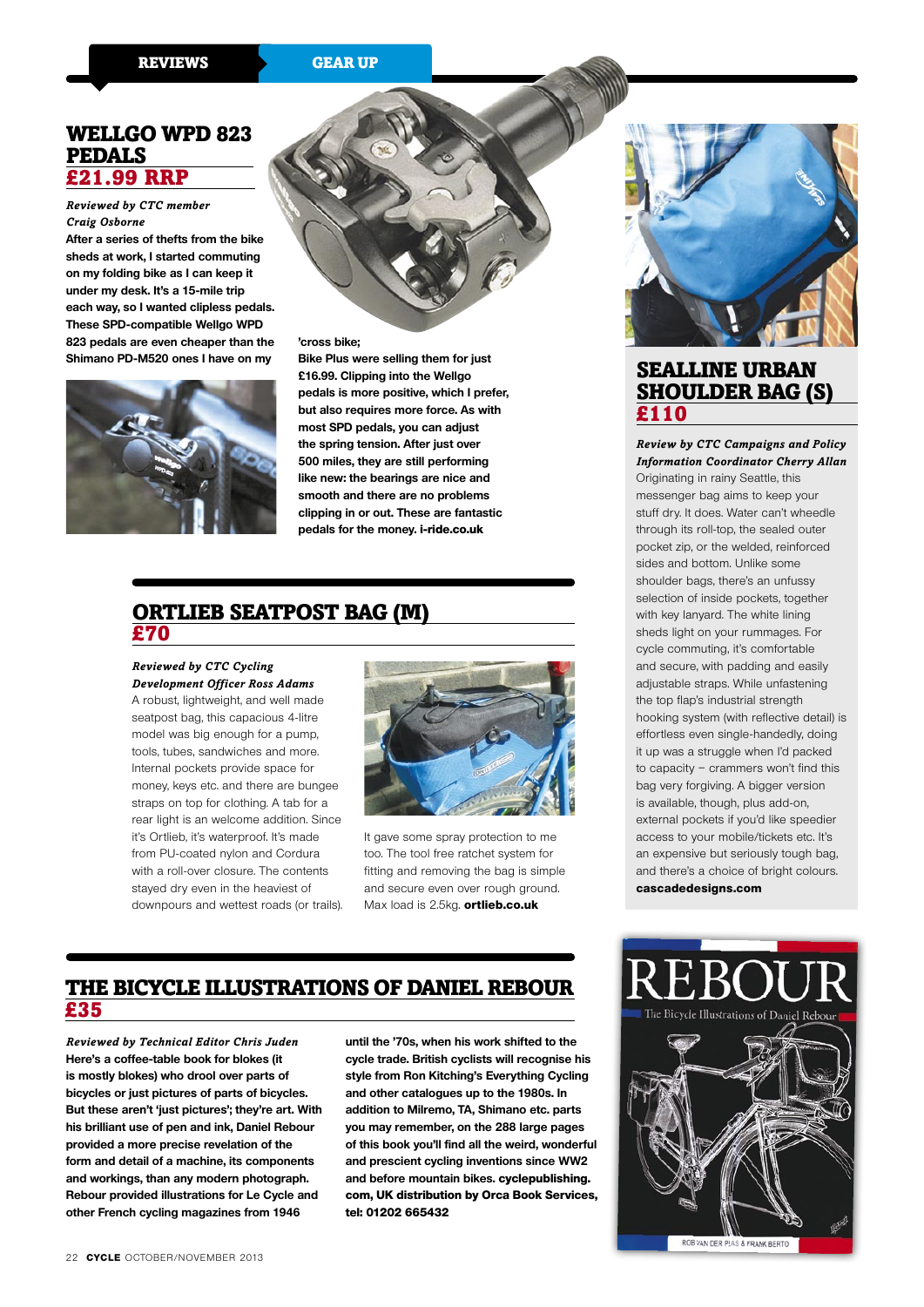## WELLGO WPD 823 PEDALS

## £21.99 RRP

*Reviewed by CTC member Craig Osborne*

**After a series of thefts from the bike sheds at work, I started commuting on my folding bike as I can keep it under my desk. It's a 15-mile trip each way, so I wanted clipless pedals. These SPD-compatible Wellgo WPD 823 pedals are even cheaper than the Shimano PD-M520 ones I have on my 'cross bike; Bike Plus were selling them for just £16.99. Clipping into the Wellgo pedals is more positive, which I prefer, but also requires more force. As with most SPD pedals, you can adjust the spring tension. After just over 500 miles, they are still performing like new: the bearings are nice and smooth and there are no problems clipping in or out. These are fantastic pedals for the money. i-ride.co.uk**

## SEALLINE URBAN SHOULDER BAG (S)

## £110

*Review by CTC Campaigns and Policy Information Coordinator Cherry Allan*

Originating in rainy Seattle, this messenger bag aims to keep your stuff dry. It does. Water can't wheedle through its roll-top, the sealed outer pocket zip, or the welded, reinforced sides and bottom. Unlike some shoulder bags, there's an unfussy selection of inside pockets, together with key lanyard. The white lining sheds light on your rummages. For cycle commuting, it's comfortable and secure, with padding and easily adjustable straps. While unfastening the top flap's industrial strength hooking system (with reflective detail) is effortless even single-handedly, doing it up was a struggle when I'd packed to capacity – crammers won't find this bag very forgiving. A bigger version is available, though, plus add-on, external pockets if you'd like speedier access to your mobile/tickets etc. It's an expensive but seriously tough bag, and there's a choice of bright colours. **cascadedesigns.com**

## ORTLIEB SEATPOST BAG (M)

## £70

*Reviewed by CTC Cycling Development Officer Ross Adams*

A robust, lightweight, and well made seatpost bag, this capacious 4-litre model was big enough for a pump, tools, tubes, sandwiches and more. Internal pockets provide space for money, keys etc. and there are bungee straps on top for clothing. A tab for a rear light is an welcome addition. Since it's Ortlieb, it's waterproof. It's made from PU-coated nylon and Cordura with a roll-over closure. The contents stayed dry even in the heaviest of downpours and wettest roads (or trails). It gave some spray protection to me too. The tool free ratchet system for fitting and removing the bag is simple and secure even over rough ground. Max load is 2.5kg. **ortlieb.co.uk**

## THE BICYCLE ILLUSTRATIONS OF DANIEL REBOUR

## £35

*Reviewed by Technical Editor Chris Juden*

**Here's a coffee-table book for blokes (it is mostly blokes) who drool over parts of bicycles or just pictures of parts of bicycles. But these aren't 'just pictures'; they're art. With his brilliant use of pen and ink, Daniel Rebour provided a more precise revelation of the form and detail of a machine, its components and workings, than any modern photograph. Rebour provided illustrations for Le Cycle and other French cycling magazines from 1946 until the '70s, when his work shifted to the cycle trade. British cyclists will recognise his style from Ron Kitching's Everything Cycling and other catalogues up to the 1980s. In addition to Milremo, TA, Shimano etc. parts you may remember, on the 288 large pages of this book you'll find all the weird, wonderful and prescient cycling inventions since WW2 and before mountain bikes. cyclepublishing.com, UK distribution by Orca Book Services, tel: 01202 665432**